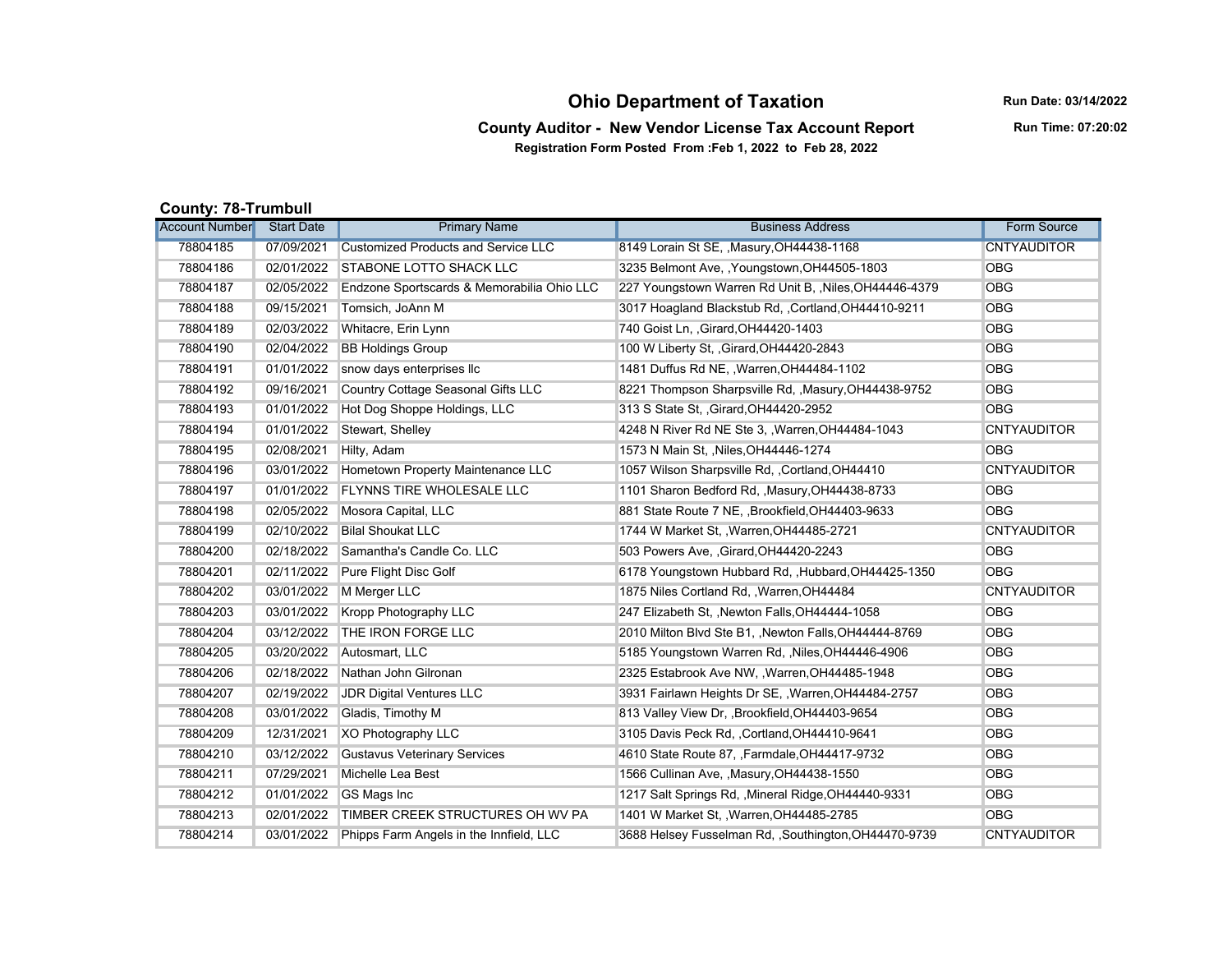# Ohio Department of Taxation

Run Date: 03/14/2022

## County Auditor - New Vendor License Tax Account Report

Run Time: 07:20:02

**Registration Form Posted From :Feb 1, 2022 to Feb 28, 2022**

### County: 78-Trumbull

| Account Number | Start Date | Primary Name | Business Address | Form Source |
|---|---|---|---|---|
| 78804185 | 07/09/2021 | Customized Products and Service LLC | 8149 Lorain St SE, ,Masury,OH44438-1168 | CNTYAUDITOR |
| 78804186 | 02/01/2022 | STABONE LOTTO SHACK LLC | 3235 Belmont Ave, ,Youngstown,OH44505-1803 | OBG |
| 78804187 | 02/05/2022 | Endzone Sportscards & Memorabilia Ohio LLC | 227 Youngstown Warren Rd Unit B, ,Niles,OH44446-4379 | OBG |
| 78804188 | 09/15/2021 | Tomsich, JoAnn M | 3017 Hoagland Blackstub Rd, ,Cortland,OH44410-9211 | OBG |
| 78804189 | 02/03/2022 | Whitacre, Erin Lynn | 740 Goist Ln, ,Girard,OH44420-1403 | OBG |
| 78804190 | 02/04/2022 | BB Holdings Group | 100 W Liberty St, ,Girard,OH44420-2843 | OBG |
| 78804191 | 01/01/2022 | snow days enterprises llc | 1481 Duffus Rd NE, ,Warren,OH44484-1102 | OBG |
| 78804192 | 09/16/2021 | Country Cottage Seasonal Gifts LLC | 8221 Thompson Sharpsville Rd, ,Masury,OH44438-9752 | OBG |
| 78804193 | 01/01/2022 | Hot Dog Shoppe Holdings, LLC | 313 S State St, ,Girard,OH44420-2952 | OBG |
| 78804194 | 01/01/2022 | Stewart, Shelley | 4248 N River Rd NE Ste 3, ,Warren,OH44484-1043 | CNTYAUDITOR |
| 78804195 | 02/08/2021 | Hilty, Adam | 1573 N Main St, ,Niles,OH44446-1274 | OBG |
| 78804196 | 03/01/2022 | Hometown Property Maintenance LLC | 1057 Wilson Sharpsville Rd, ,Cortland,OH44410 | CNTYAUDITOR |
| 78804197 | 01/01/2022 | FLYNNS TIRE WHOLESALE LLC | 1101 Sharon Bedford Rd, ,Masury,OH44438-8733 | OBG |
| 78804198 | 02/05/2022 | Mosora Capital, LLC | 881 State Route 7 NE, ,Brookfield,OH44403-9633 | OBG |
| 78804199 | 02/10/2022 | Bilal Shoukat LLC | 1744 W Market St, ,Warren,OH44485-2721 | CNTYAUDITOR |
| 78804200 | 02/18/2022 | Samantha's Candle Co. LLC | 503 Powers Ave, ,Girard,OH44420-2243 | OBG |
| 78804201 | 02/11/2022 | Pure Flight Disc Golf | 6178 Youngstown Hubbard Rd, ,Hubbard,OH44425-1350 | OBG |
| 78804202 | 03/01/2022 | M Merger LLC | 1875 Niles Cortland Rd, ,Warren,OH44484 | CNTYAUDITOR |
| 78804203 | 03/01/2022 | Kropp Photography LLC | 247 Elizabeth St, ,Newton Falls,OH44444-1058 | OBG |
| 78804204 | 03/12/2022 | THE IRON FORGE LLC | 2010 Milton Blvd Ste B1, ,Newton Falls,OH44444-8769 | OBG |
| 78804205 | 03/20/2022 | Autosmart, LLC | 5185 Youngstown Warren Rd, ,Niles,OH44446-4906 | OBG |
| 78804206 | 02/18/2022 | Nathan John Gilronan | 2325 Estabrook Ave NW, ,Warren,OH44485-1948 | OBG |
| 78804207 | 02/19/2022 | JDR Digital Ventures LLC | 3931 Fairlawn Heights Dr SE, ,Warren,OH44484-2757 | OBG |
| 78804208 | 03/01/2022 | Gladis, Timothy M | 813 Valley View Dr, ,Brookfield,OH44403-9654 | OBG |
| 78804209 | 12/31/2021 | XO Photography LLC | 3105 Davis Peck Rd, ,Cortland,OH44410-9641 | OBG |
| 78804210 | 03/12/2022 | Gustavus Veterinary Services | 4610 State Route 87, ,Farmdale,OH44417-9732 | OBG |
| 78804211 | 07/29/2021 | Michelle Lea Best | 1566 Cullinan Ave, ,Masury,OH44438-1550 | OBG |
| 78804212 | 01/01/2022 | GS Mags Inc | 1217 Salt Springs Rd, ,Mineral Ridge,OH44440-9331 | OBG |
| 78804213 | 02/01/2022 | TIMBER CREEK STRUCTURES OH WV PA | 1401 W Market St, ,Warren,OH44485-2785 | OBG |
| 78804214 | 03/01/2022 | Phipps Farm Angels in the Innfield, LLC | 3688 Helsey Fusselman Rd, ,Southington,OH44470-9739 | CNTYAUDITOR |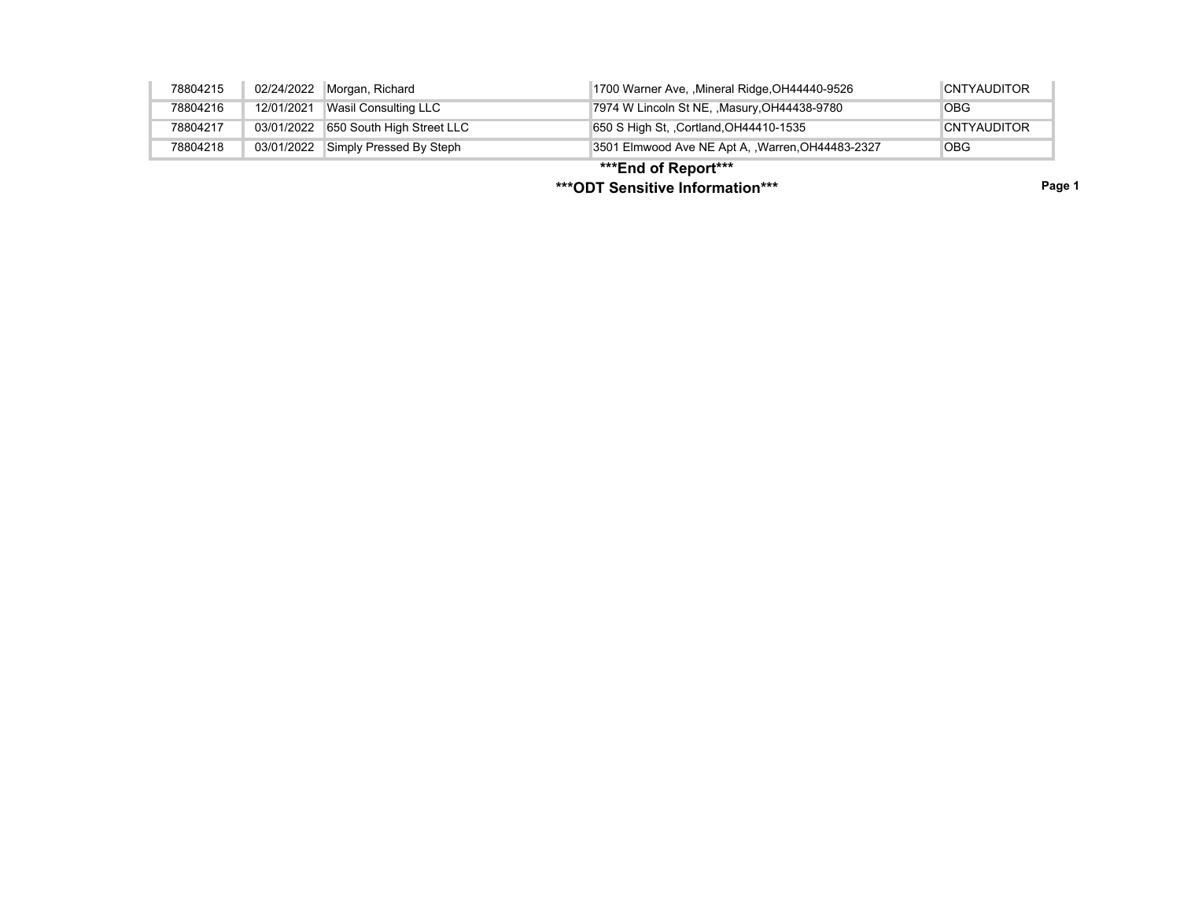| | | | | |
|---|---|---|---|---|
| 78804215 | 02/24/2022 | Morgan, Richard | 1700 Warner Ave, ,Mineral Ridge,OH44440-9526 | CNTYAUDITOR |
| 78804216 | 12/01/2021 | Wasil Consulting LLC | 7974 W Lincoln St NE, ,Masury,OH44438-9780 | OBG |
| 78804217 | 03/01/2022 | 650 South High Street LLC | 650 S High St, ,Cortland,OH44410-1535 | CNTYAUDITOR |
| 78804218 | 03/01/2022 | Simply Pressed By Steph | 3501 Elmwood Ave NE Apt A, ,Warren,OH44483-2327 | OBG |

**\*\*\*End of Report\*\*\***

**\*\*\*ODT Sensitive Information\*\*\***